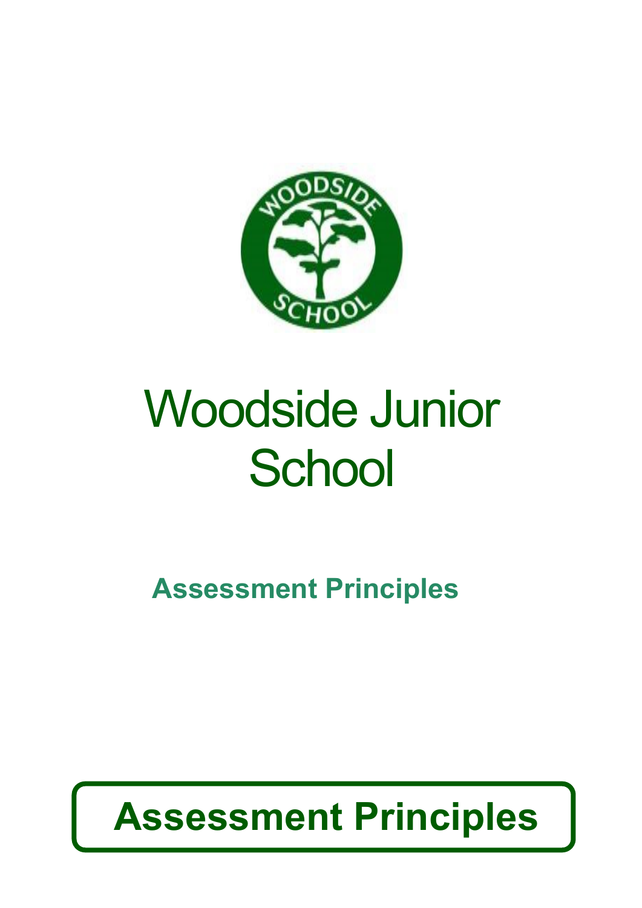# Woodside Junior School

## Assessment Principles

## Assessment Principles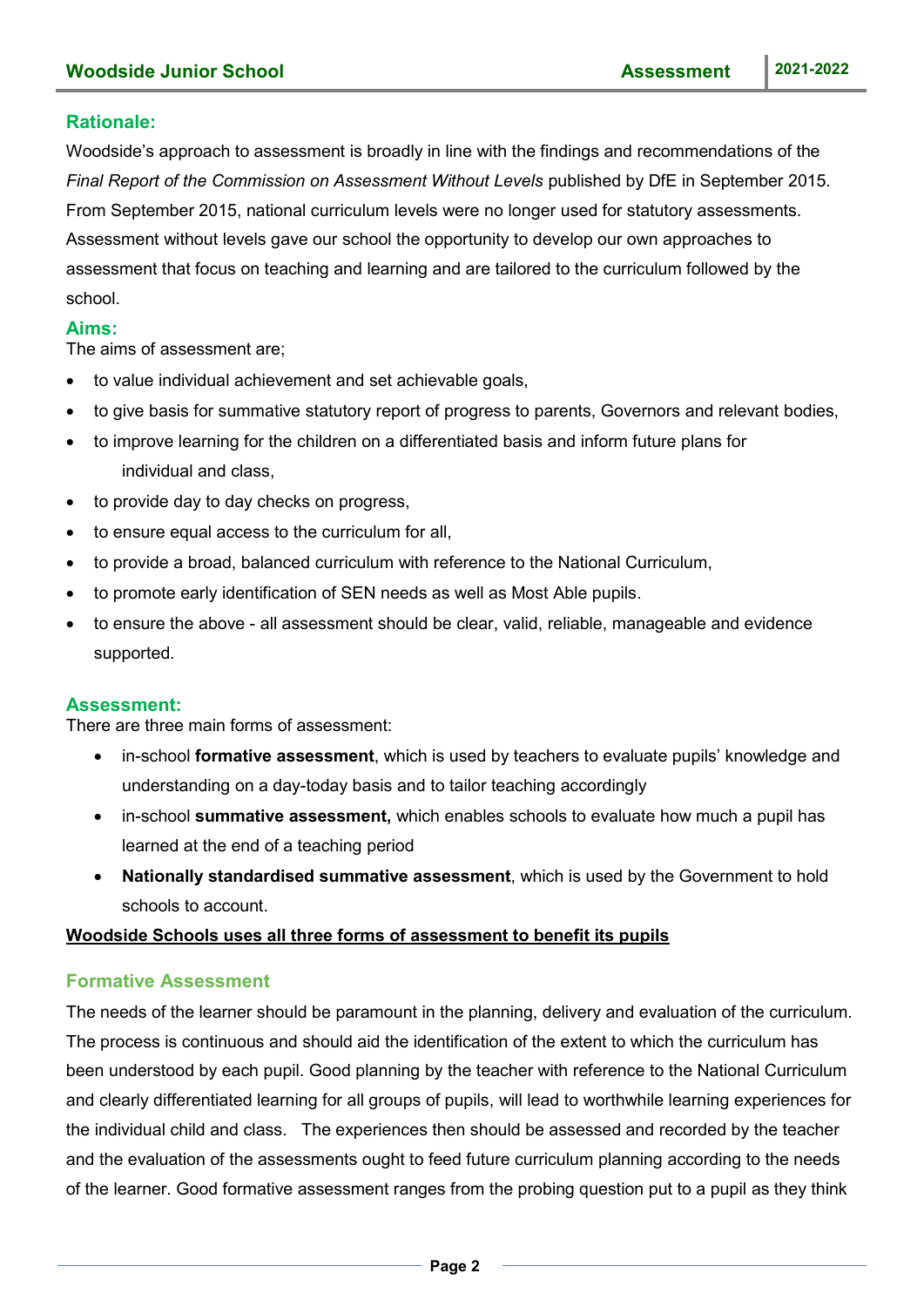## Rationale:

Woodside's approach to assessment is broadly in line with the findings and recommendations of the *Final Report of the Commission on Assessment Without Levels* published by DfE in September 2015. From September 2015, national curriculum levels were no longer used for statutory assessments. Assessment without levels gave our school the opportunity to develop our own approaches to assessment that focus on teaching and learning and are tailored to the curriculum followed by the school.

## Aims:

The aims of assessment are;

- to value individual achievement and set achievable goals,
- to give basis for summative statutory report of progress to parents, Governors and relevant bodies,
- to improve learning for the children on a differentiated basis and inform future plans for individual and class,
- to provide day to day checks on progress,
- to ensure equal access to the curriculum for all,
- to provide a broad, balanced curriculum with reference to the National Curriculum,
- to promote early identification of SEN needs as well as Most Able pupils.
- to ensure the above - all assessment should be clear, valid, reliable, manageable and evidence supported.

## Assessment:

There are three main forms of assessment:

- in-school **formative assessment**, which is used by teachers to evaluate pupils' knowledge and understanding on a day-today basis and to tailor teaching accordingly
- in-school **summative assessment,** which enables schools to evaluate how much a pupil has learned at the end of a teaching period
- **Nationally standardised summative assessment**, which is used by the Government to hold schools to account.

**Woodside Schools uses all three forms of assessment to benefit its pupils**

### Formative Assessment

The needs of the learner should be paramount in the planning, delivery and evaluation of the curriculum. The process is continuous and should aid the identification of the extent to which the curriculum has been understood by each pupil. Good planning by the teacher with reference to the National Curriculum and clearly differentiated learning for all groups of pupils, will lead to worthwhile learning experiences for the individual child and class. The experiences then should be assessed and recorded by the teacher and the evaluation of the assessments ought to feed future curriculum planning according to the needs of the learner. Good formative assessment ranges from the probing question put to a pupil as they think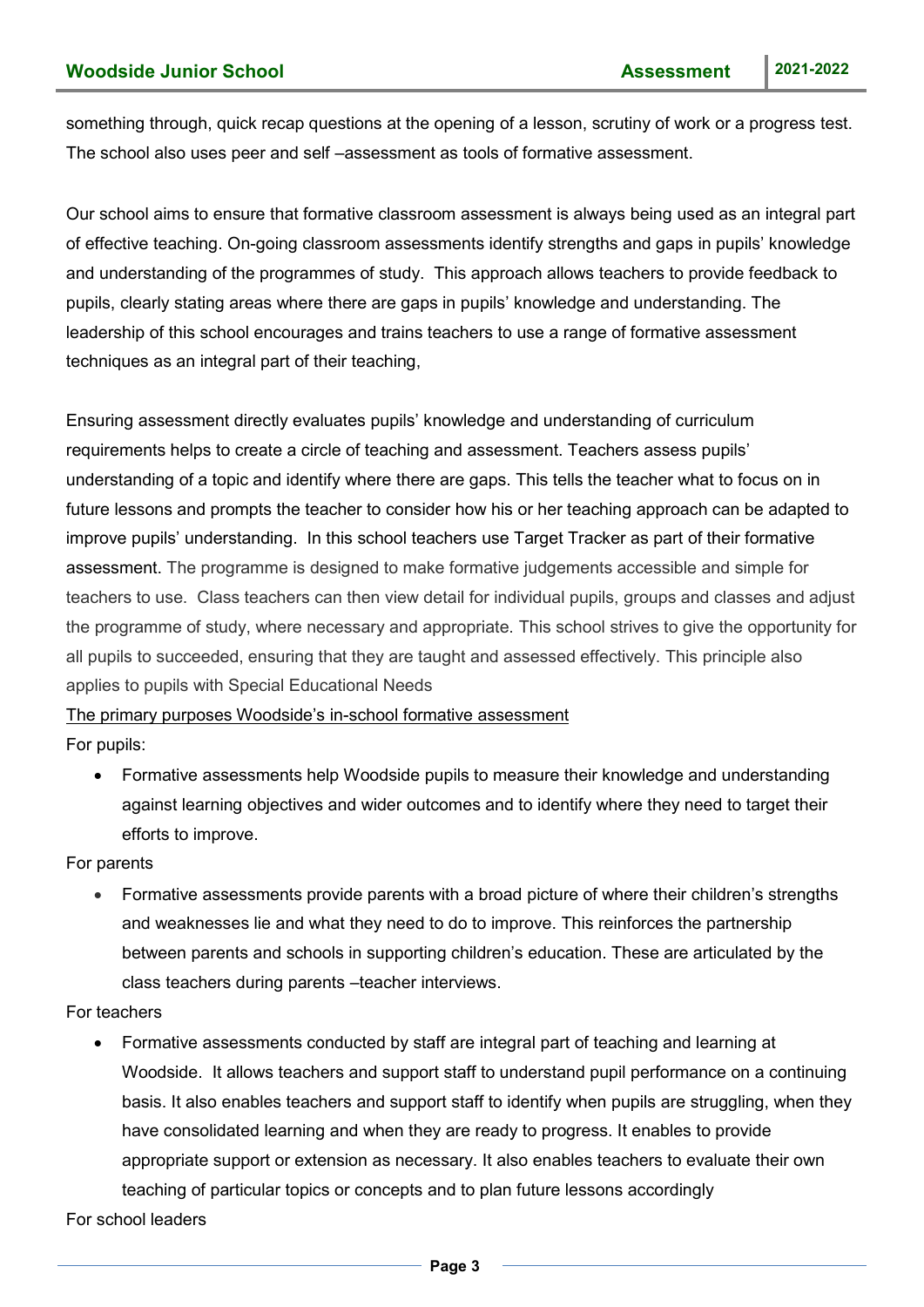something through, quick recap questions at the opening of a lesson, scrutiny of work or a progress test. The school also uses peer and self –assessment as tools of formative assessment.

Our school aims to ensure that formative classroom assessment is always being used as an integral part of effective teaching. On-going classroom assessments identify strengths and gaps in pupils' knowledge and understanding of the programmes of study. This approach allows teachers to provide feedback to pupils, clearly stating areas where there are gaps in pupils' knowledge and understanding. The leadership of this school encourages and trains teachers to use a range of formative assessment techniques as an integral part of their teaching,

Ensuring assessment directly evaluates pupils' knowledge and understanding of curriculum requirements helps to create a circle of teaching and assessment. Teachers assess pupils' understanding of a topic and identify where there are gaps. This tells the teacher what to focus on in future lessons and prompts the teacher to consider how his or her teaching approach can be adapted to improve pupils' understanding. In this school teachers use Target Tracker as part of their formative assessment. The programme is designed to make formative judgements accessible and simple for teachers to use. Class teachers can then view detail for individual pupils, groups and classes and adjust the programme of study, where necessary and appropriate. This school strives to give the opportunity for all pupils to succeeded, ensuring that they are taught and assessed effectively. This principle also applies to pupils with Special Educational Needs

<u>The primary purposes Woodside's in-school formative assessment</u>

For pupils:

- Formative assessments help Woodside pupils to measure their knowledge and understanding against learning objectives and wider outcomes and to identify where they need to target their efforts to improve.

For parents

- Formative assessments provide parents with a broad picture of where their children's strengths and weaknesses lie and what they need to do to improve. This reinforces the partnership between parents and schools in supporting children's education. These are articulated by the class teachers during parents –teacher interviews.

For teachers

- Formative assessments conducted by staff are integral part of teaching and learning at Woodside. It allows teachers and support staff to understand pupil performance on a continuing basis. It also enables teachers and support staff to identify when pupils are struggling, when they have consolidated learning and when they are ready to progress. It enables to provide appropriate support or extension as necessary. It also enables teachers to evaluate their own teaching of particular topics or concepts and to plan future lessons accordingly

For school leaders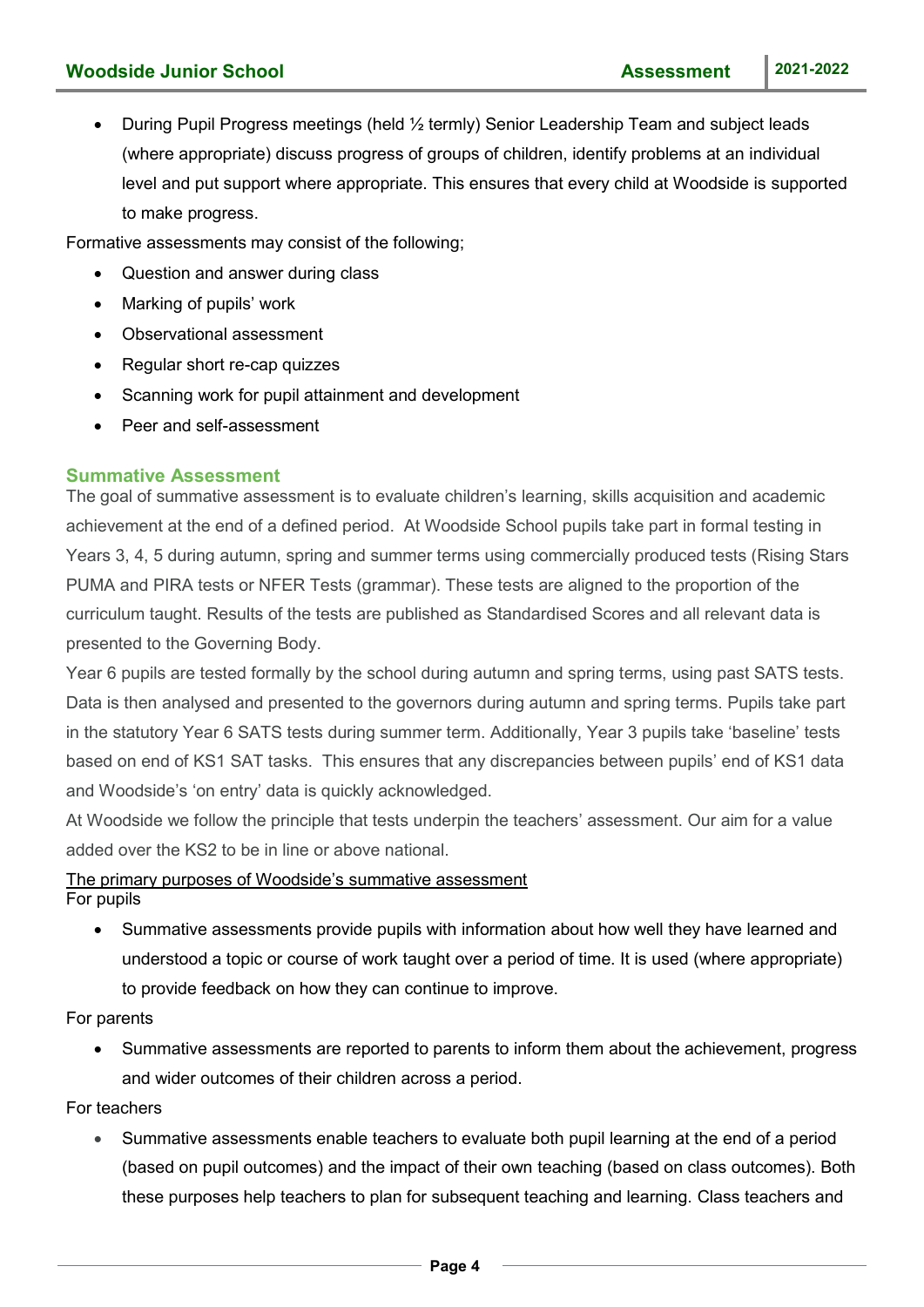- During Pupil Progress meetings (held ½ termly) Senior Leadership Team and subject leads (where appropriate) discuss progress of groups of children, identify problems at an individual level and put support where appropriate. This ensures that every child at Woodside is supported to make progress.

Formative assessments may consist of the following;

- Question and answer during class
- Marking of pupils' work
- Observational assessment
- Regular short re-cap quizzes
- Scanning work for pupil attainment and development
- Peer and self-assessment

## Summative Assessment

The goal of summative assessment is to evaluate children's learning, skills acquisition and academic achievement at the end of a defined period. At Woodside School pupils take part in formal testing in Years 3, 4, 5 during autumn, spring and summer terms using commercially produced tests (Rising Stars PUMA and PIRA tests or NFER Tests (grammar). These tests are aligned to the proportion of the curriculum taught. Results of the tests are published as Standardised Scores and all relevant data is presented to the Governing Body.

Year 6 pupils are tested formally by the school during autumn and spring terms, using past SATS tests. Data is then analysed and presented to the governors during autumn and spring terms. Pupils take part in the statutory Year 6 SATS tests during summer term. Additionally, Year 3 pupils take 'baseline' tests based on end of KS1 SAT tasks. This ensures that any discrepancies between pupils' end of KS1 data and Woodside's 'on entry' data is quickly acknowledged.

At Woodside we follow the principle that tests underpin the teachers' assessment. Our aim for a value added over the KS2 to be in line or above national.

<u>The primary purposes of Woodside's summative assessment</u>

For pupils

- Summative assessments provide pupils with information about how well they have learned and understood a topic or course of work taught over a period of time. It is used (where appropriate) to provide feedback on how they can continue to improve.

For parents

- Summative assessments are reported to parents to inform them about the achievement, progress and wider outcomes of their children across a period.

For teachers

- Summative assessments enable teachers to evaluate both pupil learning at the end of a period (based on pupil outcomes) and the impact of their own teaching (based on class outcomes). Both these purposes help teachers to plan for subsequent teaching and learning. Class teachers and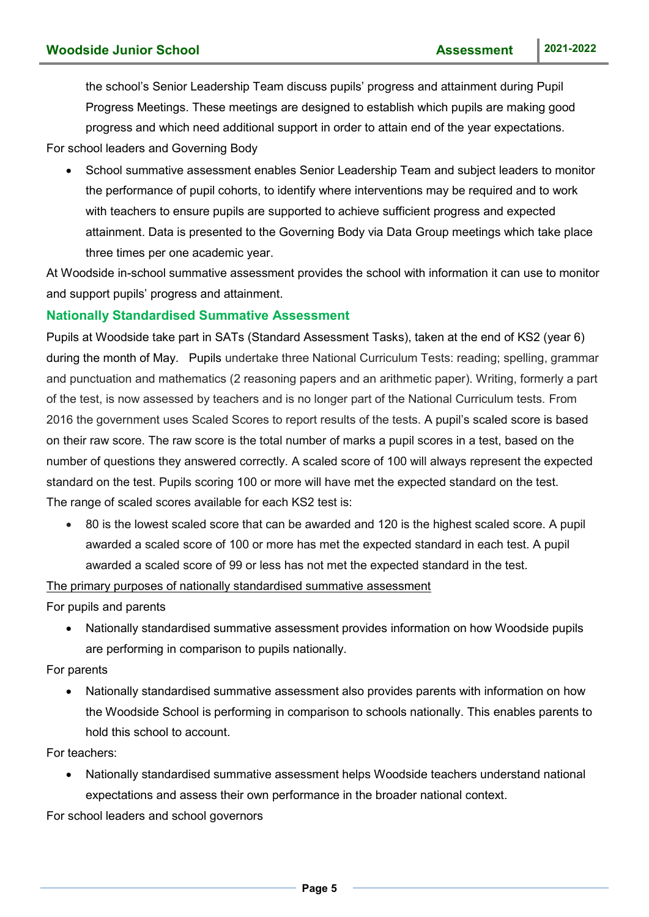the school's Senior Leadership Team discuss pupils' progress and attainment during Pupil Progress Meetings. These meetings are designed to establish which pupils are making good progress and which need additional support in order to attain end of the year expectations.

For school leaders and Governing Body

- School summative assessment enables Senior Leadership Team and subject leaders to monitor the performance of pupil cohorts, to identify where interventions may be required and to work with teachers to ensure pupils are supported to achieve sufficient progress and expected attainment. Data is presented to the Governing Body via Data Group meetings which take place three times per one academic year.

At Woodside in-school summative assessment provides the school with information it can use to monitor and support pupils' progress and attainment.

## Nationally Standardised Summative Assessment

Pupils at Woodside take part in SATs (Standard Assessment Tasks), taken at the end of KS2 (year 6) during the month of May. Pupils undertake three National Curriculum Tests: reading; spelling, grammar and punctuation and mathematics (2 reasoning papers and an arithmetic paper). Writing, formerly a part of the test, is now assessed by teachers and is no longer part of the National Curriculum tests. From 2016 the government uses Scaled Scores to report results of the tests. A pupil's scaled score is based on their raw score. The raw score is the total number of marks a pupil scores in a test, based on the number of questions they answered correctly. A scaled score of 100 will always represent the expected standard on the test. Pupils scoring 100 or more will have met the expected standard on the test.
The range of scaled scores available for each KS2 test is:

- 80 is the lowest scaled score that can be awarded and 120 is the highest scaled score. A pupil awarded a scaled score of 100 or more has met the expected standard in each test. A pupil awarded a scaled score of 99 or less has not met the expected standard in the test.

<u>The primary purposes of nationally standardised summative assessment</u>

For pupils and parents

- Nationally standardised summative assessment provides information on how Woodside pupils are performing in comparison to pupils nationally.

For parents

- Nationally standardised summative assessment also provides parents with information on how the Woodside School is performing in comparison to schools nationally. This enables parents to hold this school to account.

For teachers:

- Nationally standardised summative assessment helps Woodside teachers understand national expectations and assess their own performance in the broader national context.

For school leaders and school governors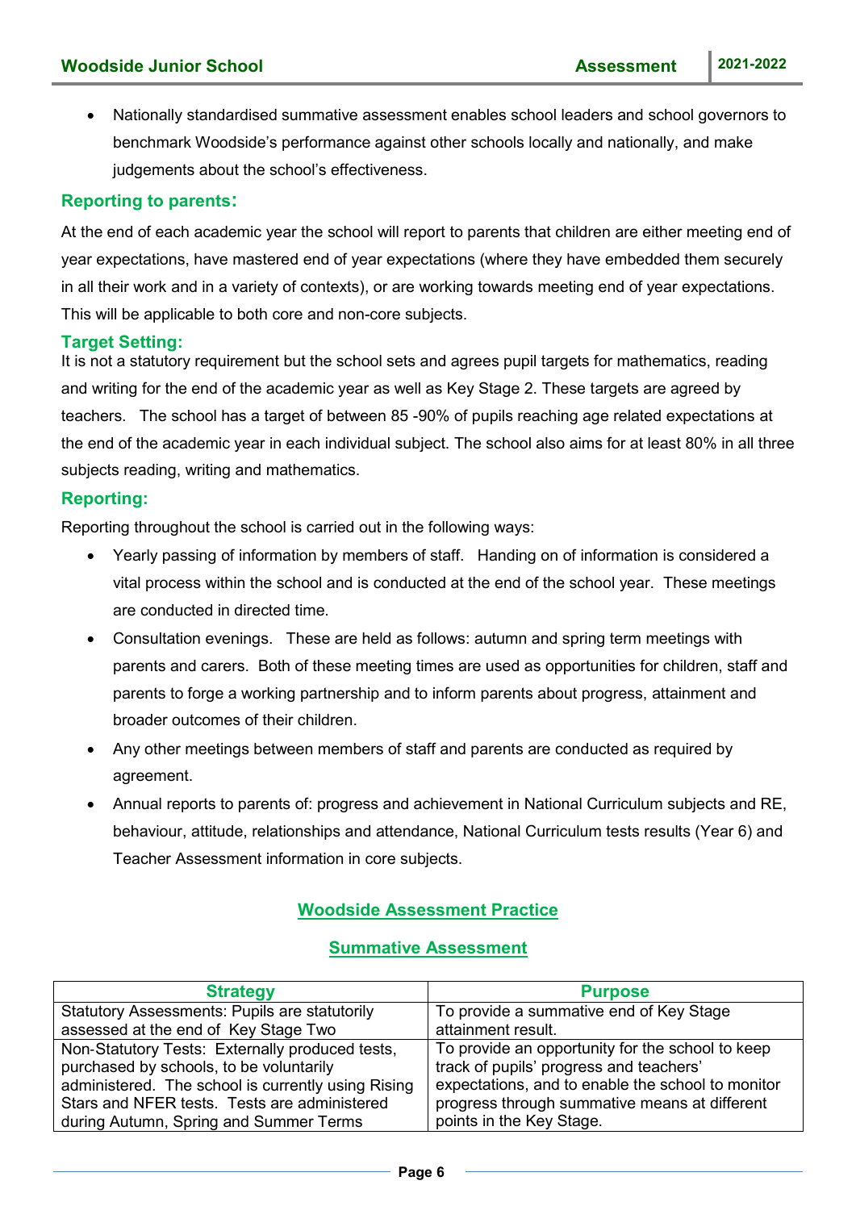- Nationally standardised summative assessment enables school leaders and school governors to benchmark Woodside's performance against other schools locally and nationally, and make judgements about the school's effectiveness.

### Reporting to parents:

At the end of each academic year the school will report to parents that children are either meeting end of year expectations, have mastered end of year expectations (where they have embedded them securely in all their work and in a variety of contexts), or are working towards meeting end of year expectations. This will be applicable to both core and non-core subjects.

### Target Setting:

It is not a statutory requirement but the school sets and agrees pupil targets for mathematics, reading and writing for the end of the academic year as well as Key Stage 2. These targets are agreed by teachers. The school has a target of between 85 -90% of pupils reaching age related expectations at the end of the academic year in each individual subject. The school also aims for at least 80% in all three subjects reading, writing and mathematics.

### Reporting:

Reporting throughout the school is carried out in the following ways:

- Yearly passing of information by members of staff. Handing on of information is considered a vital process within the school and is conducted at the end of the school year. These meetings are conducted in directed time.
- Consultation evenings. These are held as follows: autumn and spring term meetings with parents and carers. Both of these meeting times are used as opportunities for children, staff and parents to forge a working partnership and to inform parents about progress, attainment and broader outcomes of their children.
- Any other meetings between members of staff and parents are conducted as required by agreement.
- Annual reports to parents of: progress and achievement in National Curriculum subjects and RE, behaviour, attitude, relationships and attendance, National Curriculum tests results (Year 6) and Teacher Assessment information in core subjects.

## Woodside Assessment Practice

### Summative Assessment

| Strategy | Purpose |
|---|---|
| Statutory Assessments: Pupils are statutorily assessed at the end of Key Stage Two | To provide a summative end of Key Stage attainment result. |
| Non-Statutory Tests: Externally produced tests, purchased by schools, to be voluntarily administered. The school is currently using Rising Stars and NFER tests. Tests are administered during Autumn, Spring and Summer Terms | To provide an opportunity for the school to keep track of pupils' progress and teachers' expectations, and to enable the school to monitor progress through summative means at different points in the Key Stage. |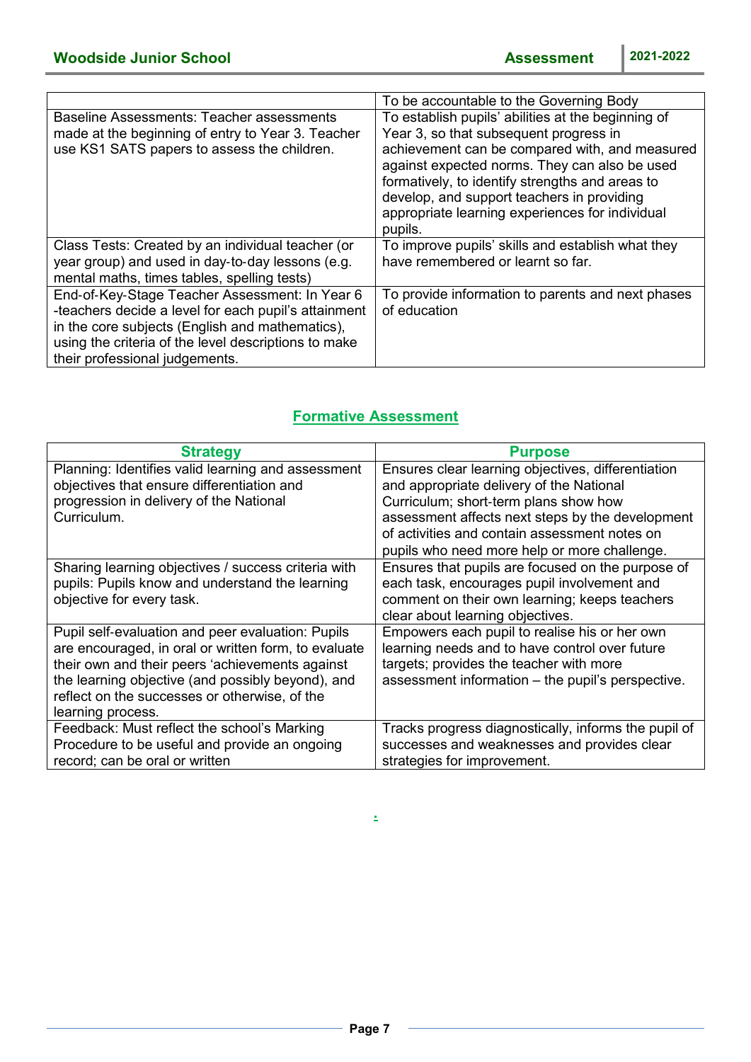| | |
|---|---|
| | To be accountable to the Governing Body |
| Baseline Assessments: Teacher assessments made at the beginning of entry to Year 3. Teacher use KS1 SATS papers to assess the children. | To establish pupils' abilities at the beginning of Year 3, so that subsequent progress in achievement can be compared with, and measured against expected norms. They can also be used formatively, to identify strengths and areas to develop, and support teachers in providing appropriate learning experiences for individual pupils. |
| Class Tests: Created by an individual teacher (or year group) and used in day-to-day lessons (e.g. mental maths, times tables, spelling tests) | To improve pupils' skills and establish what they have remembered or learnt so far. |
| End-of-Key-Stage Teacher Assessment: In Year 6 -teachers decide a level for each pupil's attainment in the core subjects (English and mathematics), using the criteria of the level descriptions to make their professional judgements. | To provide information to parents and next phases of education |

## Formative Assessment

| Strategy | Purpose |
|---|---|
| Planning: Identifies valid learning and assessment objectives that ensure differentiation and progression in delivery of the National Curriculum. | Ensures clear learning objectives, differentiation and appropriate delivery of the National Curriculum; short-term plans show how assessment affects next steps by the development of activities and contain assessment notes on pupils who need more help or more challenge. |
| Sharing learning objectives / success criteria with pupils: Pupils know and understand the learning objective for every task. | Ensures that pupils are focused on the purpose of each task, encourages pupil involvement and comment on their own learning; keeps teachers clear about learning objectives. |
| Pupil self-evaluation and peer evaluation: Pupils are encouraged, in oral or written form, to evaluate their own and their peers 'achievements against the learning objective (and possibly beyond), and reflect on the successes or otherwise, of the learning process. | Empowers each pupil to realise his or her own learning needs and to have control over future targets; provides the teacher with more assessment information – the pupil's perspective. |
| Feedback: Must reflect the school's Marking Procedure to be useful and provide an ongoing record; can be oral or written | Tracks progress diagnostically, informs the pupil of successes and weaknesses and provides clear strategies for improvement. |